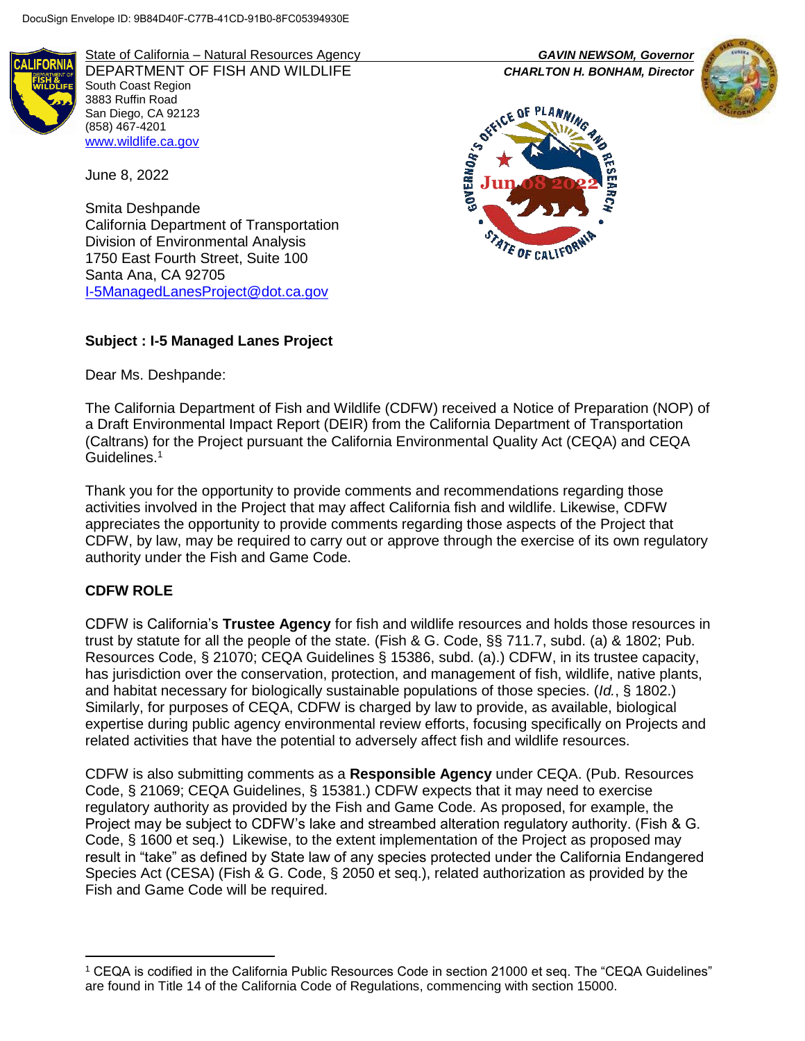DocuSign Envelope ID: 9B84D40F-C77B-41CD-91B0-8FC05394930E

State of California – Natural Resources Agency
DEPARTMENT OF FISH AND WILDLIFE
South Coast Region
3883 Ruffin Road
San Diego, CA 92123
(858) 467-4201
www.wildlife.ca.gov

*GAVIN NEWSOM, Governor*
*CHARLTON H. BONHAM, Director*

Governor's Office of Planning and Research
Jun 08 2022
State of California

June 8, 2022

Smita Deshpande
California Department of Transportation
Division of Environmental Analysis
1750 East Fourth Street, Suite 100
Santa Ana, CA 92705
I-5ManagedLanesProject@dot.ca.gov

**Subject : I-5 Managed Lanes Project**

Dear Ms. Deshpande:

The California Department of Fish and Wildlife (CDFW) received a Notice of Preparation (NOP) of a Draft Environmental Impact Report (DEIR) from the California Department of Transportation (Caltrans) for the Project pursuant the California Environmental Quality Act (CEQA) and CEQA Guidelines.[1]

Thank you for the opportunity to provide comments and recommendations regarding those activities involved in the Project that may affect California fish and wildlife. Likewise, CDFW appreciates the opportunity to provide comments regarding those aspects of the Project that CDFW, by law, may be required to carry out or approve through the exercise of its own regulatory authority under the Fish and Game Code.

## CDFW ROLE

CDFW is California's **Trustee Agency** for fish and wildlife resources and holds those resources in trust by statute for all the people of the state. (Fish & G. Code, §§ 711.7, subd. (a) & 1802; Pub. Resources Code, § 21070; CEQA Guidelines § 15386, subd. (a).) CDFW, in its trustee capacity, has jurisdiction over the conservation, protection, and management of fish, wildlife, native plants, and habitat necessary for biologically sustainable populations of those species. (*Id.*, § 1802.) Similarly, for purposes of CEQA, CDFW is charged by law to provide, as available, biological expertise during public agency environmental review efforts, focusing specifically on Projects and related activities that have the potential to adversely affect fish and wildlife resources.

CDFW is also submitting comments as a **Responsible Agency** under CEQA. (Pub. Resources Code, § 21069; CEQA Guidelines, § 15381.) CDFW expects that it may need to exercise regulatory authority as provided by the Fish and Game Code. As proposed, for example, the Project may be subject to CDFW's lake and streambed alteration regulatory authority. (Fish & G. Code, § 1600 et seq.) Likewise, to the extent implementation of the Project as proposed may result in "take" as defined by State law of any species protected under the California Endangered Species Act (CESA) (Fish & G. Code, § 2050 et seq.), related authorization as provided by the Fish and Game Code will be required.

[1] CEQA is codified in the California Public Resources Code in section 21000 et seq. The "CEQA Guidelines" are found in Title 14 of the California Code of Regulations, commencing with section 15000.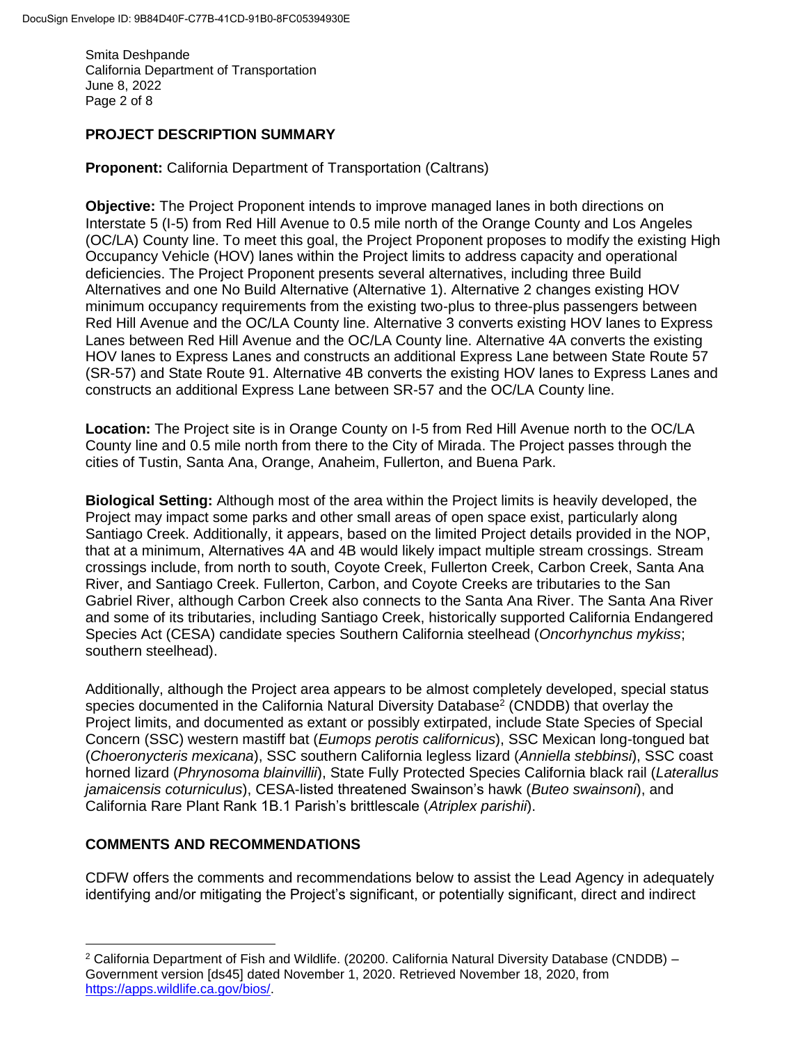## PROJECT DESCRIPTION SUMMARY

**Proponent:** California Department of Transportation (Caltrans)

**Objective:** The Project Proponent intends to improve managed lanes in both directions on Interstate 5 (I-5) from Red Hill Avenue to 0.5 mile north of the Orange County and Los Angeles (OC/LA) County line. To meet this goal, the Project Proponent proposes to modify the existing High Occupancy Vehicle (HOV) lanes within the Project limits to address capacity and operational deficiencies. The Project Proponent presents several alternatives, including three Build Alternatives and one No Build Alternative (Alternative 1). Alternative 2 changes existing HOV minimum occupancy requirements from the existing two-plus to three-plus passengers between Red Hill Avenue and the OC/LA County line. Alternative 3 converts existing HOV lanes to Express Lanes between Red Hill Avenue and the OC/LA County line. Alternative 4A converts the existing HOV lanes to Express Lanes and constructs an additional Express Lane between State Route 57 (SR-57) and State Route 91. Alternative 4B converts the existing HOV lanes to Express Lanes and constructs an additional Express Lane between SR-57 and the OC/LA County line.

**Location:** The Project site is in Orange County on I-5 from Red Hill Avenue north to the OC/LA County line and 0.5 mile north from there to the City of Mirada. The Project passes through the cities of Tustin, Santa Ana, Orange, Anaheim, Fullerton, and Buena Park.

**Biological Setting:** Although most of the area within the Project limits is heavily developed, the Project may impact some parks and other small areas of open space exist, particularly along Santiago Creek. Additionally, it appears, based on the limited Project details provided in the NOP, that at a minimum, Alternatives 4A and 4B would likely impact multiple stream crossings. Stream crossings include, from north to south, Coyote Creek, Fullerton Creek, Carbon Creek, Santa Ana River, and Santiago Creek. Fullerton, Carbon, and Coyote Creeks are tributaries to the San Gabriel River, although Carbon Creek also connects to the Santa Ana River. The Santa Ana River and some of its tributaries, including Santiago Creek, historically supported California Endangered Species Act (CESA) candidate species Southern California steelhead (*Oncorhynchus mykiss*; southern steelhead).

Additionally, although the Project area appears to be almost completely developed, special status species documented in the California Natural Diversity Database[2] (CNDDB) that overlay the Project limits, and documented as extant or possibly extirpated, include State Species of Special Concern (SSC) western mastiff bat (*Eumops perotis californicus*), SSC Mexican long-tongued bat (*Choeronycteris mexicana*), SSC southern California legless lizard (*Anniella stebbinsi*), SSC coast horned lizard (*Phrynosoma blainvillii*), State Fully Protected Species California black rail (*Laterallus jamaicensis coturniculus*), CESA-listed threatened Swainson's hawk (*Buteo swainsoni*), and California Rare Plant Rank 1B.1 Parish's brittlescale (*Atriplex parishii*).

## COMMENTS AND RECOMMENDATIONS

CDFW offers the comments and recommendations below to assist the Lead Agency in adequately identifying and/or mitigating the Project's significant, or potentially significant, direct and indirect

---

[2] California Department of Fish and Wildlife. (20200. California Natural Diversity Database (CNDDB) – Government version [ds45] dated November 1, 2020. Retrieved November 18, 2020, from https://apps.wildlife.ca.gov/bios/.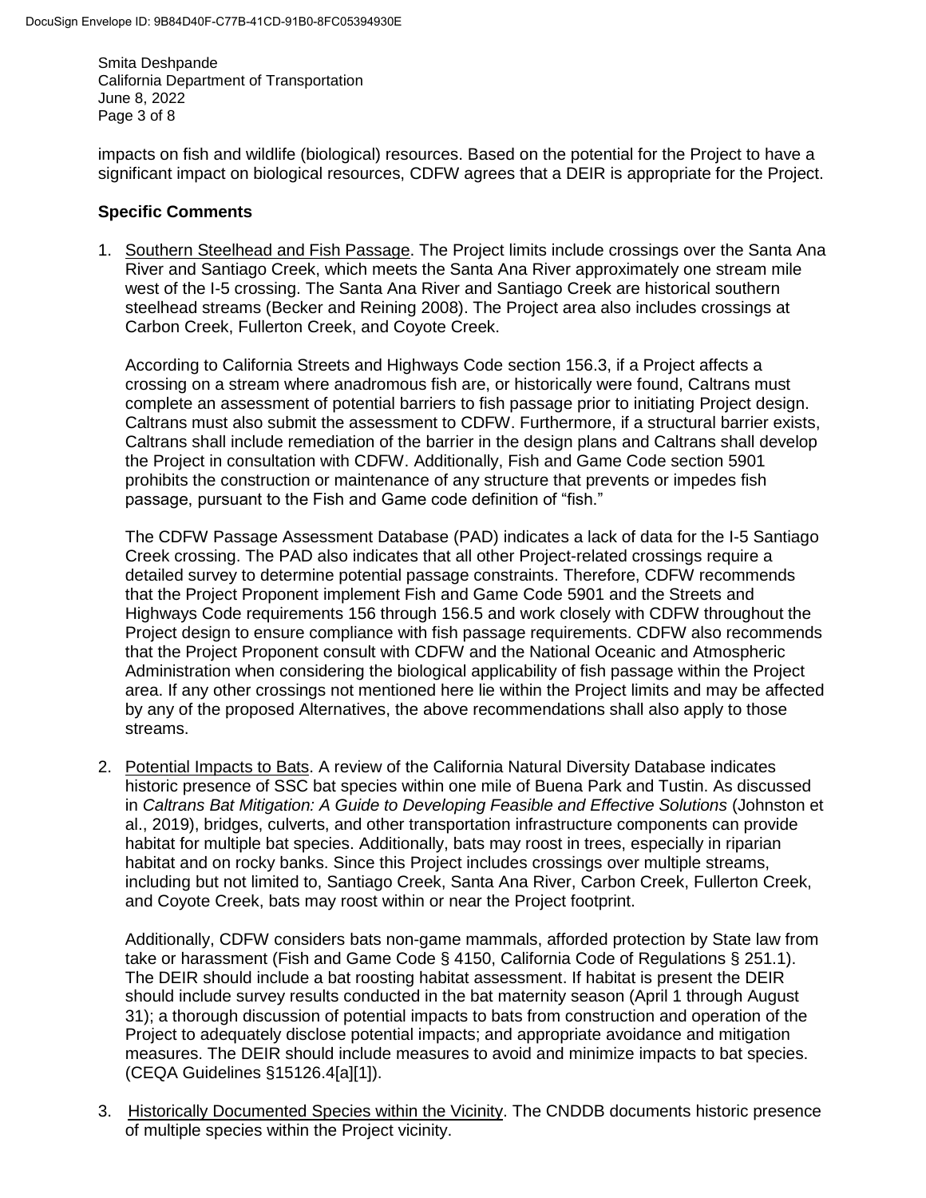impacts on fish and wildlife (biological) resources. Based on the potential for the Project to have a significant impact on biological resources, CDFW agrees that a DEIR is appropriate for the Project.

**Specific Comments**

1. Southern Steelhead and Fish Passage. The Project limits include crossings over the Santa Ana River and Santiago Creek, which meets the Santa Ana River approximately one stream mile west of the I-5 crossing. The Santa Ana River and Santiago Creek are historical southern steelhead streams (Becker and Reining 2008). The Project area also includes crossings at Carbon Creek, Fullerton Creek, and Coyote Creek.

   According to California Streets and Highways Code section 156.3, if a Project affects a crossing on a stream where anadromous fish are, or historically were found, Caltrans must complete an assessment of potential barriers to fish passage prior to initiating Project design. Caltrans must also submit the assessment to CDFW. Furthermore, if a structural barrier exists, Caltrans shall include remediation of the barrier in the design plans and Caltrans shall develop the Project in consultation with CDFW. Additionally, Fish and Game Code section 5901 prohibits the construction or maintenance of any structure that prevents or impedes fish passage, pursuant to the Fish and Game code definition of "fish."

   The CDFW Passage Assessment Database (PAD) indicates a lack of data for the I-5 Santiago Creek crossing. The PAD also indicates that all other Project-related crossings require a detailed survey to determine potential passage constraints. Therefore, CDFW recommends that the Project Proponent implement Fish and Game Code 5901 and the Streets and Highways Code requirements 156 through 156.5 and work closely with CDFW throughout the Project design to ensure compliance with fish passage requirements. CDFW also recommends that the Project Proponent consult with CDFW and the National Oceanic and Atmospheric Administration when considering the biological applicability of fish passage within the Project area. If any other crossings not mentioned here lie within the Project limits and may be affected by any of the proposed Alternatives, the above recommendations shall also apply to those streams.

2. Potential Impacts to Bats. A review of the California Natural Diversity Database indicates historic presence of SSC bat species within one mile of Buena Park and Tustin. As discussed in *Caltrans Bat Mitigation: A Guide to Developing Feasible and Effective Solutions* (Johnston et al., 2019), bridges, culverts, and other transportation infrastructure components can provide habitat for multiple bat species. Additionally, bats may roost in trees, especially in riparian habitat and on rocky banks. Since this Project includes crossings over multiple streams, including but not limited to, Santiago Creek, Santa Ana River, Carbon Creek, Fullerton Creek, and Coyote Creek, bats may roost within or near the Project footprint.

   Additionally, CDFW considers bats non-game mammals, afforded protection by State law from take or harassment (Fish and Game Code § 4150, California Code of Regulations § 251.1). The DEIR should include a bat roosting habitat assessment. If habitat is present the DEIR should include survey results conducted in the bat maternity season (April 1 through August 31); a thorough discussion of potential impacts to bats from construction and operation of the Project to adequately disclose potential impacts; and appropriate avoidance and mitigation measures. The DEIR should include measures to avoid and minimize impacts to bat species. (CEQA Guidelines §15126.4[a][1]).

3. Historically Documented Species within the Vicinity. The CNDDB documents historic presence of multiple species within the Project vicinity.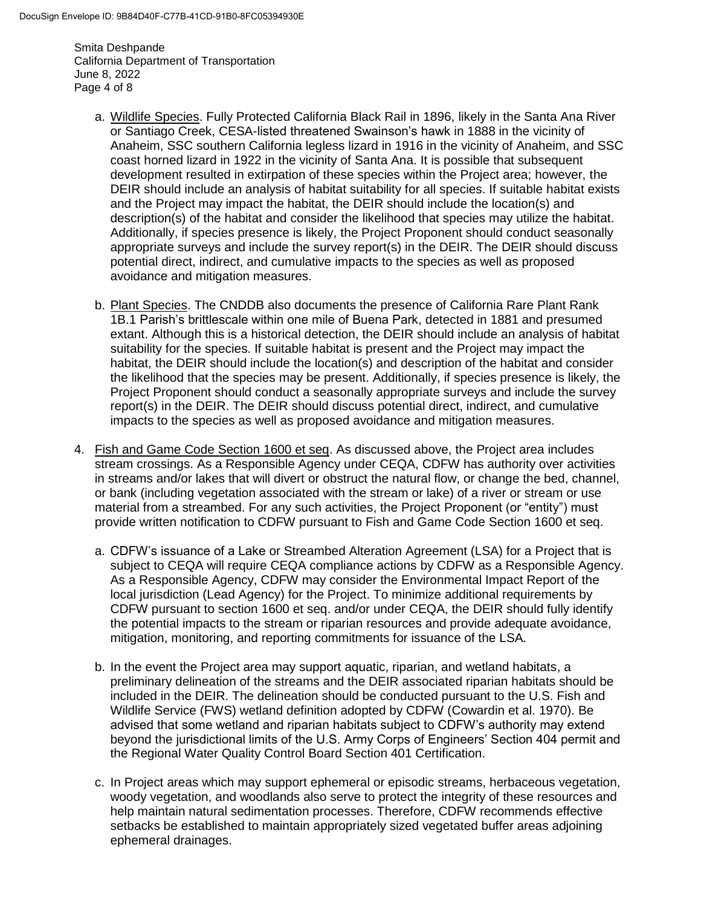a. Wildlife Species. Fully Protected California Black Rail in 1896, likely in the Santa Ana River or Santiago Creek, CESA-listed threatened Swainson's hawk in 1888 in the vicinity of Anaheim, SSC southern California legless lizard in 1916 in the vicinity of Anaheim, and SSC coast horned lizard in 1922 in the vicinity of Santa Ana. It is possible that subsequent development resulted in extirpation of these species within the Project area; however, the DEIR should include an analysis of habitat suitability for all species. If suitable habitat exists and the Project may impact the habitat, the DEIR should include the location(s) and description(s) of the habitat and consider the likelihood that species may utilize the habitat. Additionally, if species presence is likely, the Project Proponent should conduct seasonally appropriate surveys and include the survey report(s) in the DEIR. The DEIR should discuss potential direct, indirect, and cumulative impacts to the species as well as proposed avoidance and mitigation measures.

b. Plant Species. The CNDDB also documents the presence of California Rare Plant Rank 1B.1 Parish's brittlescale within one mile of Buena Park, detected in 1881 and presumed extant. Although this is a historical detection, the DEIR should include an analysis of habitat suitability for the species. If suitable habitat is present and the Project may impact the habitat, the DEIR should include the location(s) and description of the habitat and consider the likelihood that the species may be present. Additionally, if species presence is likely, the Project Proponent should conduct a seasonally appropriate surveys and include the survey report(s) in the DEIR. The DEIR should discuss potential direct, indirect, and cumulative impacts to the species as well as proposed avoidance and mitigation measures.

4. Fish and Game Code Section 1600 et seq. As discussed above, the Project area includes stream crossings. As a Responsible Agency under CEQA, CDFW has authority over activities in streams and/or lakes that will divert or obstruct the natural flow, or change the bed, channel, or bank (including vegetation associated with the stream or lake) of a river or stream or use material from a streambed. For any such activities, the Project Proponent (or "entity") must provide written notification to CDFW pursuant to Fish and Game Code Section 1600 et seq.

   a. CDFW's issuance of a Lake or Streambed Alteration Agreement (LSA) for a Project that is subject to CEQA will require CEQA compliance actions by CDFW as a Responsible Agency. As a Responsible Agency, CDFW may consider the Environmental Impact Report of the local jurisdiction (Lead Agency) for the Project. To minimize additional requirements by CDFW pursuant to section 1600 et seq. and/or under CEQA, the DEIR should fully identify the potential impacts to the stream or riparian resources and provide adequate avoidance, mitigation, monitoring, and reporting commitments for issuance of the LSA.

   b. In the event the Project area may support aquatic, riparian, and wetland habitats, a preliminary delineation of the streams and the DEIR associated riparian habitats should be included in the DEIR. The delineation should be conducted pursuant to the U.S. Fish and Wildlife Service (FWS) wetland definition adopted by CDFW (Cowardin et al. 1970). Be advised that some wetland and riparian habitats subject to CDFW's authority may extend beyond the jurisdictional limits of the U.S. Army Corps of Engineers' Section 404 permit and the Regional Water Quality Control Board Section 401 Certification.

   c. In Project areas which may support ephemeral or episodic streams, herbaceous vegetation, woody vegetation, and woodlands also serve to protect the integrity of these resources and help maintain natural sedimentation processes. Therefore, CDFW recommends effective setbacks be established to maintain appropriately sized vegetated buffer areas adjoining ephemeral drainages.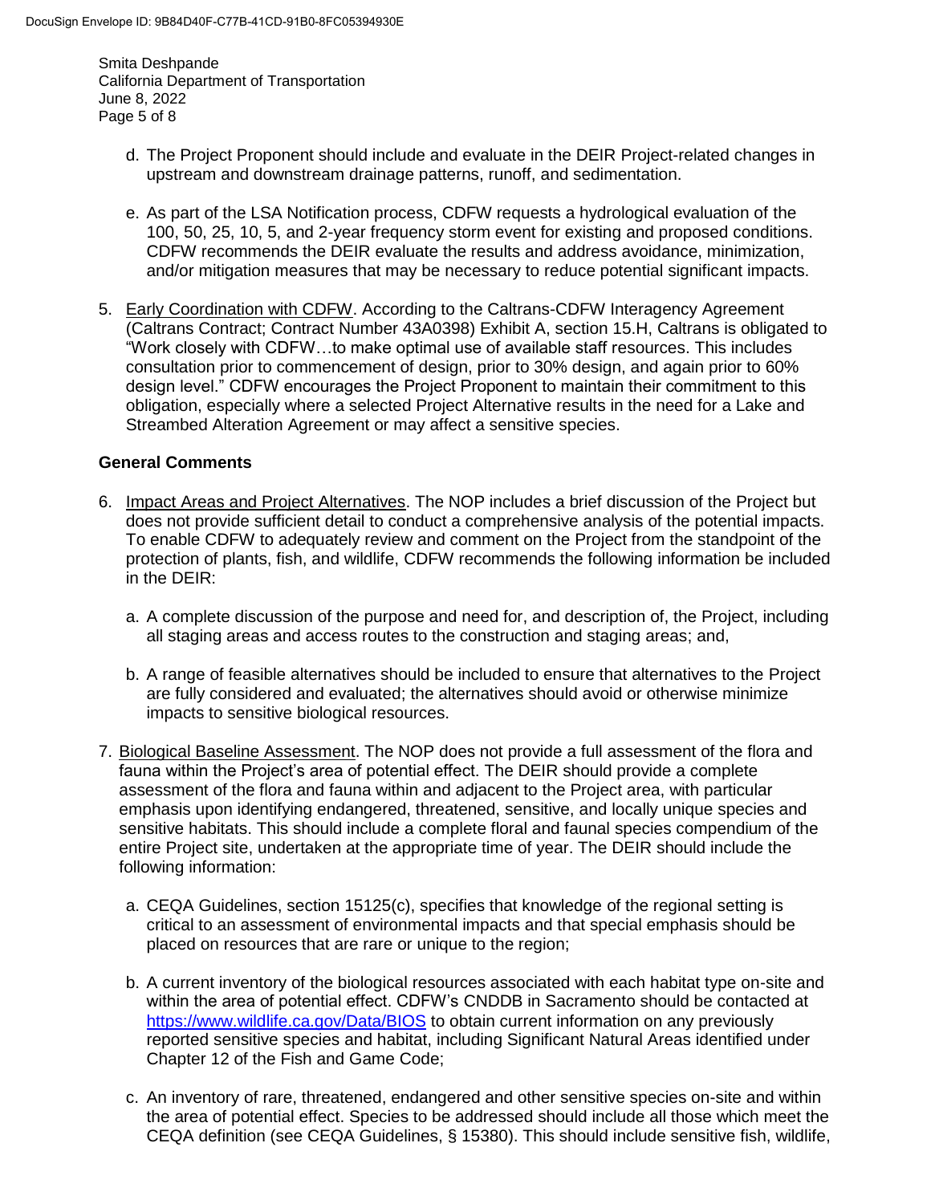d. The Project Proponent should include and evaluate in the DEIR Project-related changes in upstream and downstream drainage patterns, runoff, and sedimentation.

e. As part of the LSA Notification process, CDFW requests a hydrological evaluation of the 100, 50, 25, 10, 5, and 2-year frequency storm event for existing and proposed conditions. CDFW recommends the DEIR evaluate the results and address avoidance, minimization, and/or mitigation measures that may be necessary to reduce potential significant impacts.

5. Early Coordination with CDFW. According to the Caltrans-CDFW Interagency Agreement (Caltrans Contract; Contract Number 43A0398) Exhibit A, section 15.H, Caltrans is obligated to "Work closely with CDFW…to make optimal use of available staff resources. This includes consultation prior to commencement of design, prior to 30% design, and again prior to 60% design level." CDFW encourages the Project Proponent to maintain their commitment to this obligation, especially where a selected Project Alternative results in the need for a Lake and Streambed Alteration Agreement or may affect a sensitive species.

**General Comments**

6. Impact Areas and Project Alternatives. The NOP includes a brief discussion of the Project but does not provide sufficient detail to conduct a comprehensive analysis of the potential impacts. To enable CDFW to adequately review and comment on the Project from the standpoint of the protection of plants, fish, and wildlife, CDFW recommends the following information be included in the DEIR:

   a. A complete discussion of the purpose and need for, and description of, the Project, including all staging areas and access routes to the construction and staging areas; and,

   b. A range of feasible alternatives should be included to ensure that alternatives to the Project are fully considered and evaluated; the alternatives should avoid or otherwise minimize impacts to sensitive biological resources.

7. Biological Baseline Assessment. The NOP does not provide a full assessment of the flora and fauna within the Project's area of potential effect. The DEIR should provide a complete assessment of the flora and fauna within and adjacent to the Project area, with particular emphasis upon identifying endangered, threatened, sensitive, and locally unique species and sensitive habitats. This should include a complete floral and faunal species compendium of the entire Project site, undertaken at the appropriate time of year. The DEIR should include the following information:

   a. CEQA Guidelines, section 15125(c), specifies that knowledge of the regional setting is critical to an assessment of environmental impacts and that special emphasis should be placed on resources that are rare or unique to the region;

   b. A current inventory of the biological resources associated with each habitat type on-site and within the area of potential effect. CDFW's CNDDB in Sacramento should be contacted at https://www.wildlife.ca.gov/Data/BIOS to obtain current information on any previously reported sensitive species and habitat, including Significant Natural Areas identified under Chapter 12 of the Fish and Game Code;

   c. An inventory of rare, threatened, endangered and other sensitive species on-site and within the area of potential effect. Species to be addressed should include all those which meet the CEQA definition (see CEQA Guidelines, § 15380). This should include sensitive fish, wildlife,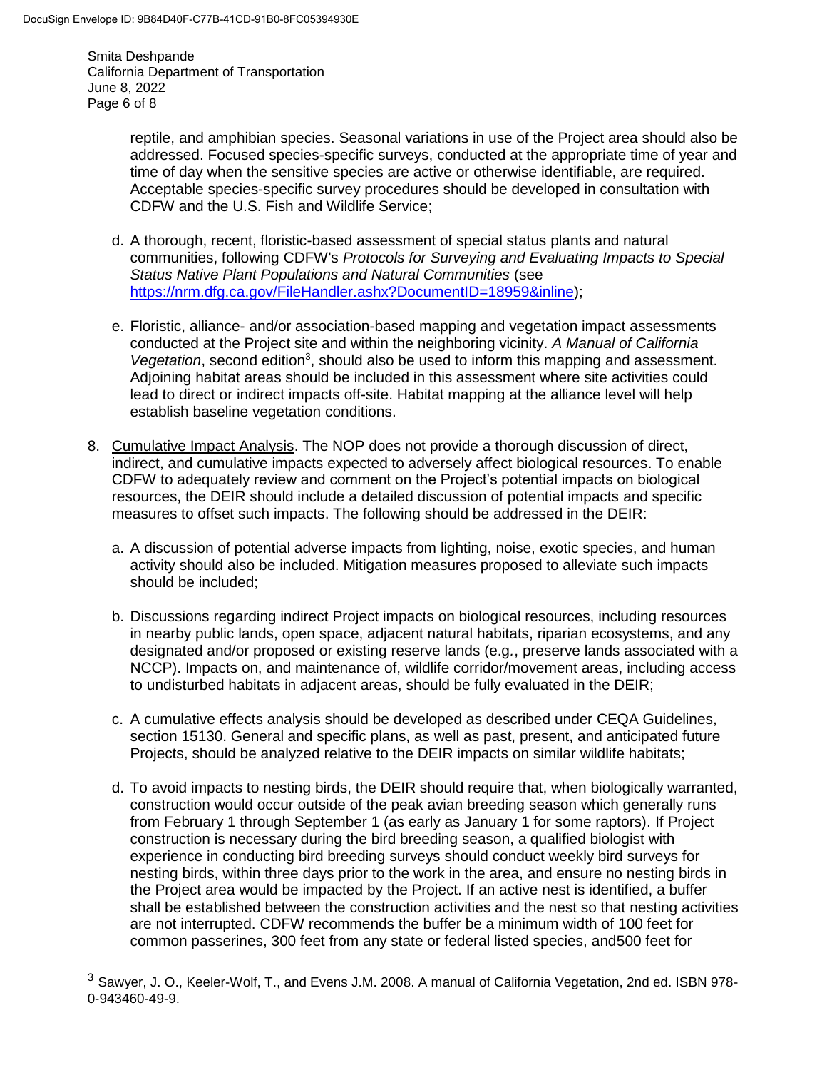reptile, and amphibian species. Seasonal variations in use of the Project area should also be addressed. Focused species-specific surveys, conducted at the appropriate time of year and time of day when the sensitive species are active or otherwise identifiable, are required. Acceptable species-specific survey procedures should be developed in consultation with CDFW and the U.S. Fish and Wildlife Service;

d. A thorough, recent, floristic-based assessment of special status plants and natural communities, following CDFW's *Protocols for Surveying and Evaluating Impacts to Special Status Native Plant Populations and Natural Communities* (see https://nrm.dfg.ca.gov/FileHandler.ashx?DocumentID=18959&inline);

e. Floristic, alliance- and/or association-based mapping and vegetation impact assessments conducted at the Project site and within the neighboring vicinity. *A Manual of California Vegetation*, second edition[3], should also be used to inform this mapping and assessment. Adjoining habitat areas should be included in this assessment where site activities could lead to direct or indirect impacts off-site. Habitat mapping at the alliance level will help establish baseline vegetation conditions.

8. Cumulative Impact Analysis. The NOP does not provide a thorough discussion of direct, indirect, and cumulative impacts expected to adversely affect biological resources. To enable CDFW to adequately review and comment on the Project's potential impacts on biological resources, the DEIR should include a detailed discussion of potential impacts and specific measures to offset such impacts. The following should be addressed in the DEIR:

   a. A discussion of potential adverse impacts from lighting, noise, exotic species, and human activity should also be included. Mitigation measures proposed to alleviate such impacts should be included;

   b. Discussions regarding indirect Project impacts on biological resources, including resources in nearby public lands, open space, adjacent natural habitats, riparian ecosystems, and any designated and/or proposed or existing reserve lands (e.g., preserve lands associated with a NCCP). Impacts on, and maintenance of, wildlife corridor/movement areas, including access to undisturbed habitats in adjacent areas, should be fully evaluated in the DEIR;

   c. A cumulative effects analysis should be developed as described under CEQA Guidelines, section 15130. General and specific plans, as well as past, present, and anticipated future Projects, should be analyzed relative to the DEIR impacts on similar wildlife habitats;

   d. To avoid impacts to nesting birds, the DEIR should require that, when biologically warranted, construction would occur outside of the peak avian breeding season which generally runs from February 1 through September 1 (as early as January 1 for some raptors). If Project construction is necessary during the bird breeding season, a qualified biologist with experience in conducting bird breeding surveys should conduct weekly bird surveys for nesting birds, within three days prior to the work in the area, and ensure no nesting birds in the Project area would be impacted by the Project. If an active nest is identified, a buffer shall be established between the construction activities and the nest so that nesting activities are not interrupted. CDFW recommends the buffer be a minimum width of 100 feet for common passerines, 300 feet from any state or federal listed species, and500 feet for

---

[3] Sawyer, J. O., Keeler-Wolf, T., and Evens J.M. 2008. A manual of California Vegetation, 2nd ed. ISBN 978-0-943460-49-9.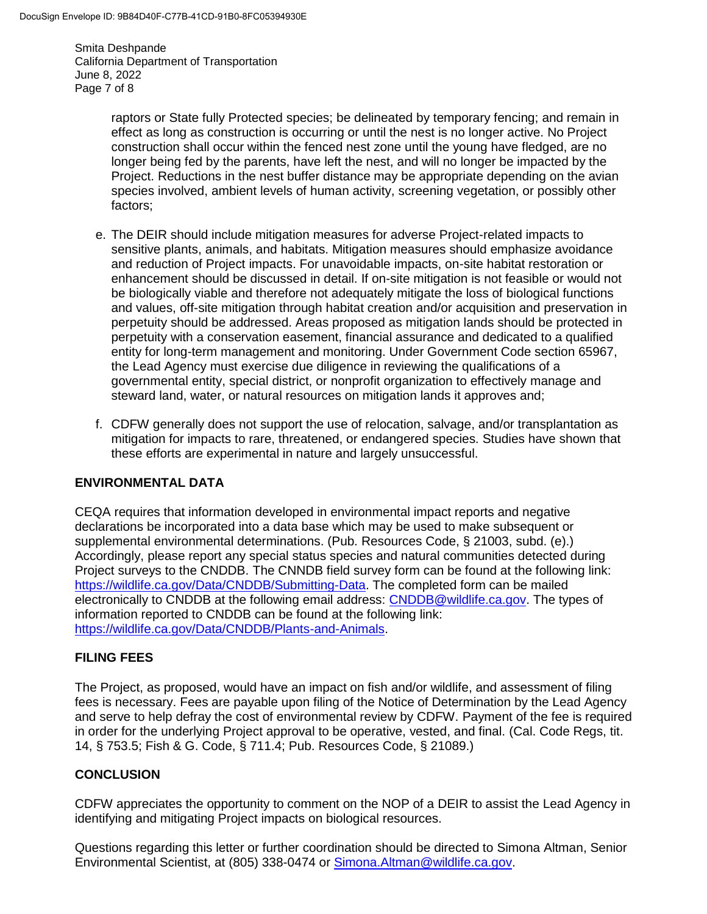raptors or State fully Protected species; be delineated by temporary fencing; and remain in effect as long as construction is occurring or until the nest is no longer active. No Project construction shall occur within the fenced nest zone until the young have fledged, are no longer being fed by the parents, have left the nest, and will no longer be impacted by the Project. Reductions in the nest buffer distance may be appropriate depending on the avian species involved, ambient levels of human activity, screening vegetation, or possibly other factors;

e. The DEIR should include mitigation measures for adverse Project-related impacts to sensitive plants, animals, and habitats. Mitigation measures should emphasize avoidance and reduction of Project impacts. For unavoidable impacts, on-site habitat restoration or enhancement should be discussed in detail. If on-site mitigation is not feasible or would not be biologically viable and therefore not adequately mitigate the loss of biological functions and values, off-site mitigation through habitat creation and/or acquisition and preservation in perpetuity should be addressed. Areas proposed as mitigation lands should be protected in perpetuity with a conservation easement, financial assurance and dedicated to a qualified entity for long-term management and monitoring. Under Government Code section 65967, the Lead Agency must exercise due diligence in reviewing the qualifications of a governmental entity, special district, or nonprofit organization to effectively manage and steward land, water, or natural resources on mitigation lands it approves and;

f. CDFW generally does not support the use of relocation, salvage, and/or transplantation as mitigation for impacts to rare, threatened, or endangered species. Studies have shown that these efforts are experimental in nature and largely unsuccessful.

## ENVIRONMENTAL DATA

CEQA requires that information developed in environmental impact reports and negative declarations be incorporated into a data base which may be used to make subsequent or supplemental environmental determinations. (Pub. Resources Code, § 21003, subd. (e).) Accordingly, please report any special status species and natural communities detected during Project surveys to the CNDDB. The CNNDB field survey form can be found at the following link: https://wildlife.ca.gov/Data/CNDDB/Submitting-Data. The completed form can be mailed electronically to CNDDB at the following email address: CNDDB@wildlife.ca.gov. The types of information reported to CNDDB can be found at the following link: https://wildlife.ca.gov/Data/CNDDB/Plants-and-Animals.

## FILING FEES

The Project, as proposed, would have an impact on fish and/or wildlife, and assessment of filing fees is necessary. Fees are payable upon filing of the Notice of Determination by the Lead Agency and serve to help defray the cost of environmental review by CDFW. Payment of the fee is required in order for the underlying Project approval to be operative, vested, and final. (Cal. Code Regs, tit. 14, § 753.5; Fish & G. Code, § 711.4; Pub. Resources Code, § 21089.)

## CONCLUSION

CDFW appreciates the opportunity to comment on the NOP of a DEIR to assist the Lead Agency in identifying and mitigating Project impacts on biological resources.

Questions regarding this letter or further coordination should be directed to Simona Altman, Senior Environmental Scientist, at (805) 338-0474 or Simona.Altman@wildlife.ca.gov.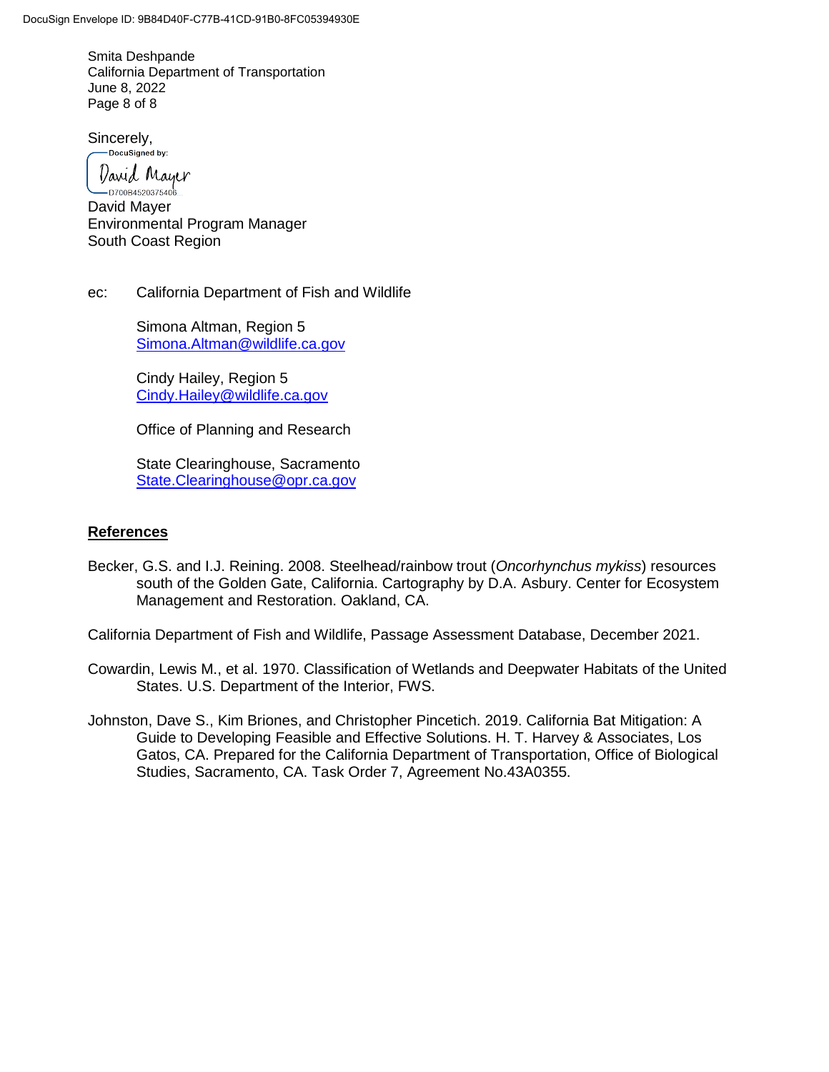Smita Deshpande
California Department of Transportation
June 8, 2022

Sincerely,

David Mayer

David Mayer
Environmental Program Manager
South Coast Region

ec: California Department of Fish and Wildlife

Simona Altman, Region 5
Simona.Altman@wildlife.ca.gov

Cindy Hailey, Region 5
Cindy.Hailey@wildlife.ca.gov

Office of Planning and Research

State Clearinghouse, Sacramento
State.Clearinghouse@opr.ca.gov

## References

Becker, G.S. and I.J. Reining. 2008. Steelhead/rainbow trout (*Oncorhynchus mykiss*) resources south of the Golden Gate, California. Cartography by D.A. Asbury. Center for Ecosystem Management and Restoration. Oakland, CA.

California Department of Fish and Wildlife, Passage Assessment Database, December 2021.

Cowardin, Lewis M., et al. 1970. Classification of Wetlands and Deepwater Habitats of the United States. U.S. Department of the Interior, FWS.

Johnston, Dave S., Kim Briones, and Christopher Pincetich. 2019. California Bat Mitigation: A Guide to Developing Feasible and Effective Solutions. H. T. Harvey & Associates, Los Gatos, CA. Prepared for the California Department of Transportation, Office of Biological Studies, Sacramento, CA. Task Order 7, Agreement No.43A0355.